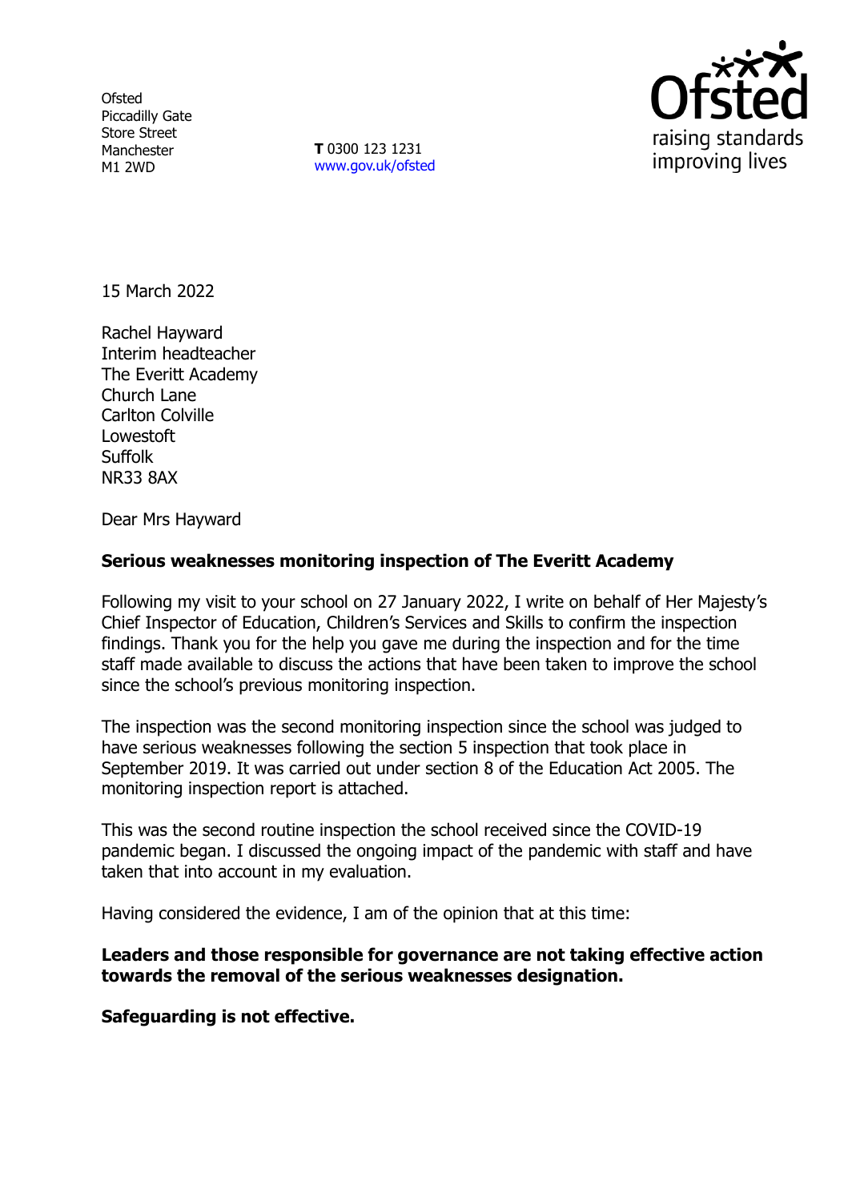Ofsted
Piccadilly Gate
Store Street
Manchester
M1 2WD

**T** 0300 123 1231
www.gov.uk/ofsted

15 March 2022

Rachel Hayward
Interim headteacher
The Everitt Academy
Church Lane
Carlton Colville
Lowestoft
Suffolk
NR33 8AX

Dear Mrs Hayward

**Serious weaknesses monitoring inspection of The Everitt Academy**

Following my visit to your school on 27 January 2022, I write on behalf of Her Majesty's Chief Inspector of Education, Children's Services and Skills to confirm the inspection findings. Thank you for the help you gave me during the inspection and for the time staff made available to discuss the actions that have been taken to improve the school since the school's previous monitoring inspection.

The inspection was the second monitoring inspection since the school was judged to have serious weaknesses following the section 5 inspection that took place in September 2019. It was carried out under section 8 of the Education Act 2005. The monitoring inspection report is attached.

This was the second routine inspection the school received since the COVID-19 pandemic began. I discussed the ongoing impact of the pandemic with staff and have taken that into account in my evaluation.

Having considered the evidence, I am of the opinion that at this time:

**Leaders and those responsible for governance are not taking effective action towards the removal of the serious weaknesses designation.**

**Safeguarding is not effective.**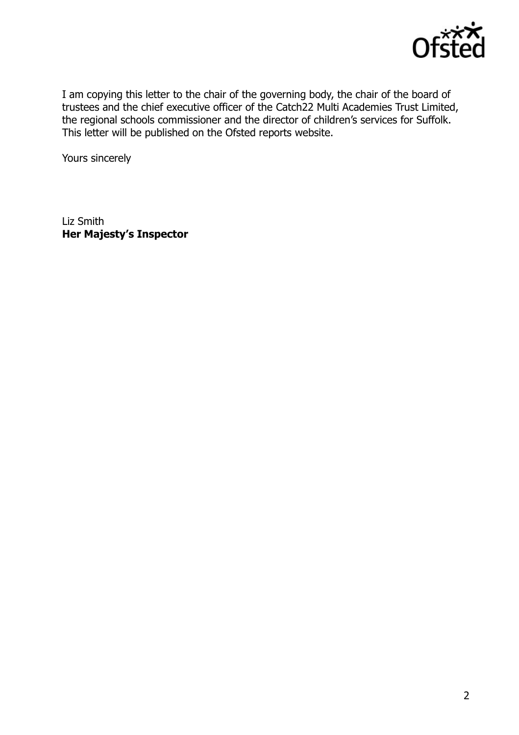I am copying this letter to the chair of the governing body, the chair of the board of trustees and the chief executive officer of the Catch22 Multi Academies Trust Limited, the regional schools commissioner and the director of children's services for Suffolk. This letter will be published on the Ofsted reports website.

Yours sincerely

Liz Smith
**Her Majesty's Inspector**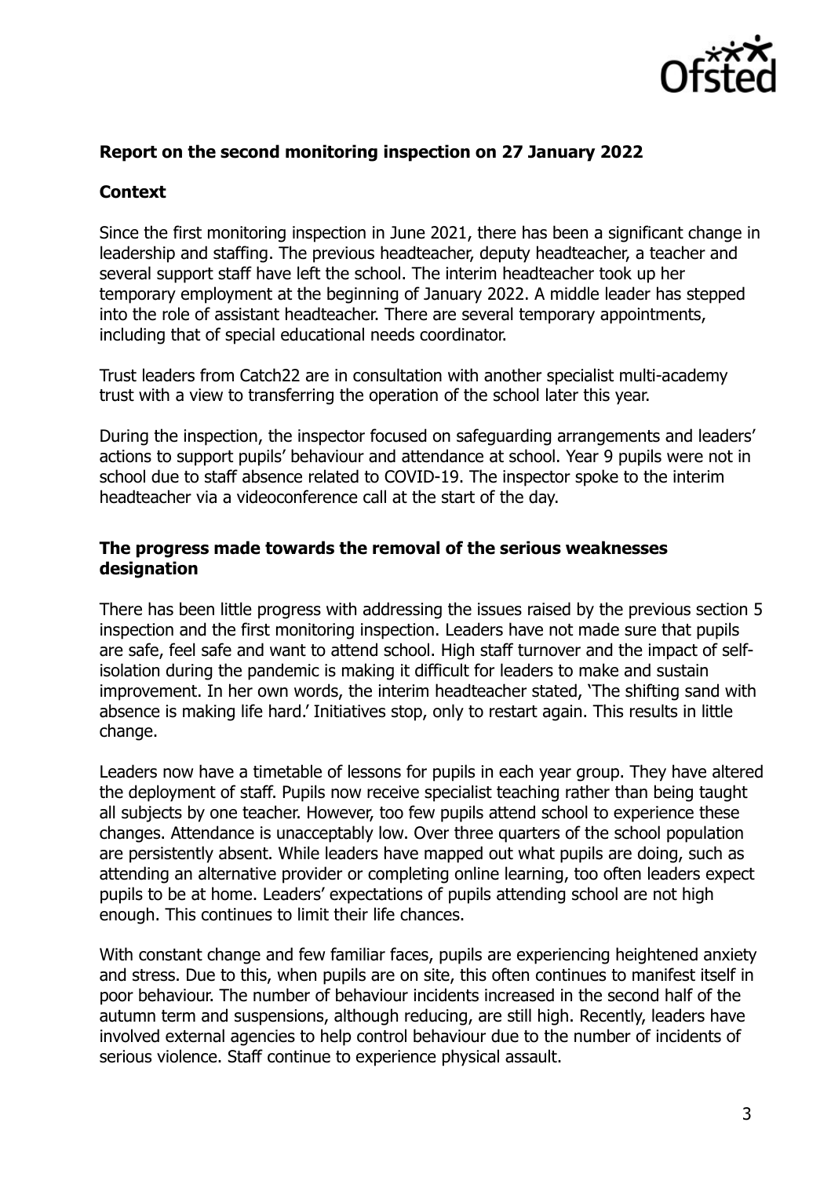## Report on the second monitoring inspection on 27 January 2022

### Context

Since the first monitoring inspection in June 2021, there has been a significant change in leadership and staffing. The previous headteacher, deputy headteacher, a teacher and several support staff have left the school. The interim headteacher took up her temporary employment at the beginning of January 2022. A middle leader has stepped into the role of assistant headteacher. There are several temporary appointments, including that of special educational needs coordinator.

Trust leaders from Catch22 are in consultation with another specialist multi-academy trust with a view to transferring the operation of the school later this year.

During the inspection, the inspector focused on safeguarding arrangements and leaders' actions to support pupils' behaviour and attendance at school. Year 9 pupils were not in school due to staff absence related to COVID-19. The inspector spoke to the interim headteacher via a videoconference call at the start of the day.

### The progress made towards the removal of the serious weaknesses designation

There has been little progress with addressing the issues raised by the previous section 5 inspection and the first monitoring inspection. Leaders have not made sure that pupils are safe, feel safe and want to attend school. High staff turnover and the impact of self-isolation during the pandemic is making it difficult for leaders to make and sustain improvement. In her own words, the interim headteacher stated, 'The shifting sand with absence is making life hard.' Initiatives stop, only to restart again. This results in little change.

Leaders now have a timetable of lessons for pupils in each year group. They have altered the deployment of staff. Pupils now receive specialist teaching rather than being taught all subjects by one teacher. However, too few pupils attend school to experience these changes. Attendance is unacceptably low. Over three quarters of the school population are persistently absent. While leaders have mapped out what pupils are doing, such as attending an alternative provider or completing online learning, too often leaders expect pupils to be at home. Leaders' expectations of pupils attending school are not high enough. This continues to limit their life chances.

With constant change and few familiar faces, pupils are experiencing heightened anxiety and stress. Due to this, when pupils are on site, this often continues to manifest itself in poor behaviour. The number of behaviour incidents increased in the second half of the autumn term and suspensions, although reducing, are still high. Recently, leaders have involved external agencies to help control behaviour due to the number of incidents of serious violence. Staff continue to experience physical assault.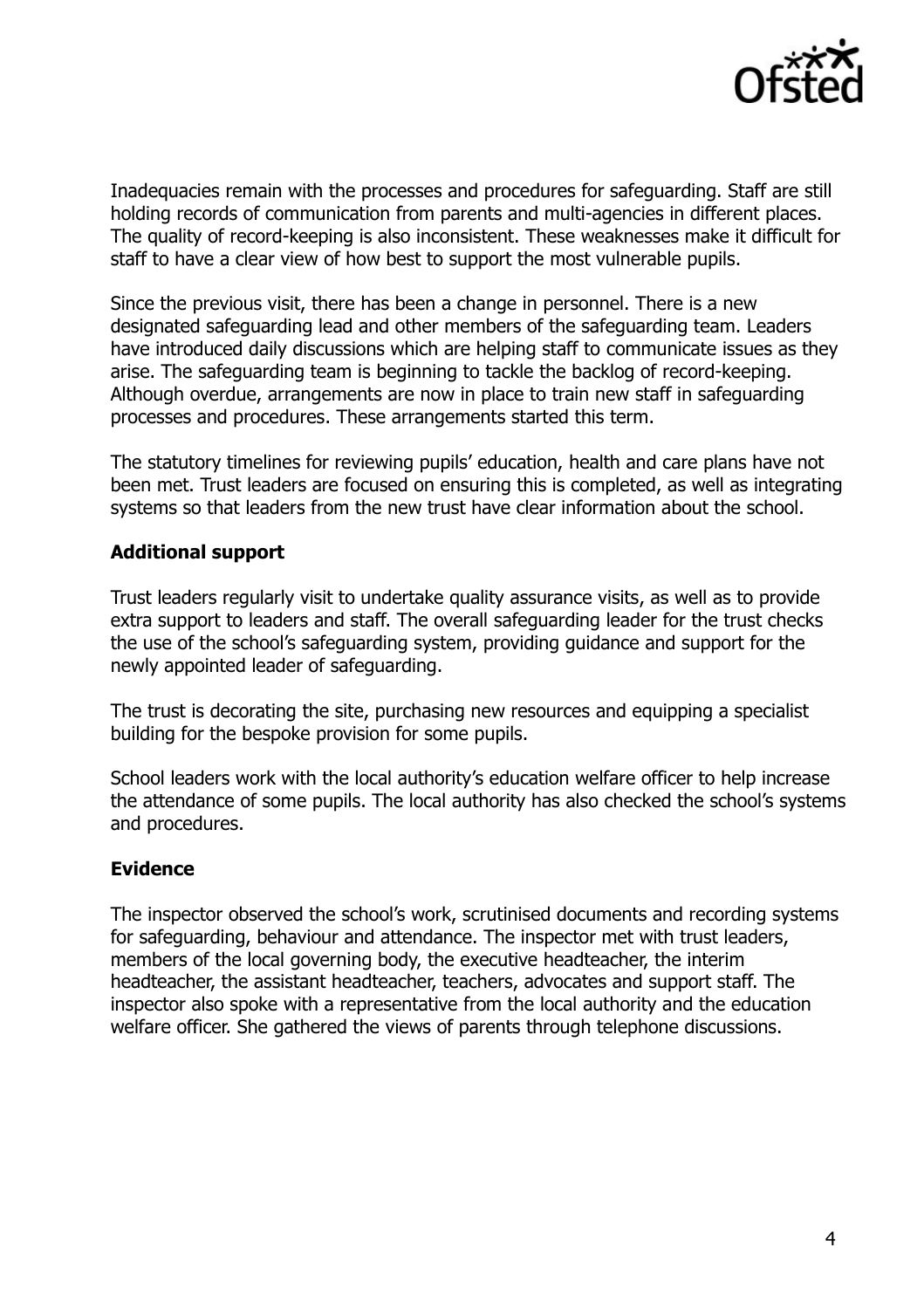Inadequacies remain with the processes and procedures for safeguarding. Staff are still holding records of communication from parents and multi-agencies in different places. The quality of record-keeping is also inconsistent. These weaknesses make it difficult for staff to have a clear view of how best to support the most vulnerable pupils.

Since the previous visit, there has been a change in personnel. There is a new designated safeguarding lead and other members of the safeguarding team. Leaders have introduced daily discussions which are helping staff to communicate issues as they arise. The safeguarding team is beginning to tackle the backlog of record-keeping. Although overdue, arrangements are now in place to train new staff in safeguarding processes and procedures. These arrangements started this term.

The statutory timelines for reviewing pupils' education, health and care plans have not been met. Trust leaders are focused on ensuring this is completed, as well as integrating systems so that leaders from the new trust have clear information about the school.

## Additional support

Trust leaders regularly visit to undertake quality assurance visits, as well as to provide extra support to leaders and staff. The overall safeguarding leader for the trust checks the use of the school's safeguarding system, providing guidance and support for the newly appointed leader of safeguarding.

The trust is decorating the site, purchasing new resources and equipping a specialist building for the bespoke provision for some pupils.

School leaders work with the local authority's education welfare officer to help increase the attendance of some pupils. The local authority has also checked the school's systems and procedures.

## Evidence

The inspector observed the school's work, scrutinised documents and recording systems for safeguarding, behaviour and attendance. The inspector met with trust leaders, members of the local governing body, the executive headteacher, the interim headteacher, the assistant headteacher, teachers, advocates and support staff. The inspector also spoke with a representative from the local authority and the education welfare officer. She gathered the views of parents through telephone discussions.